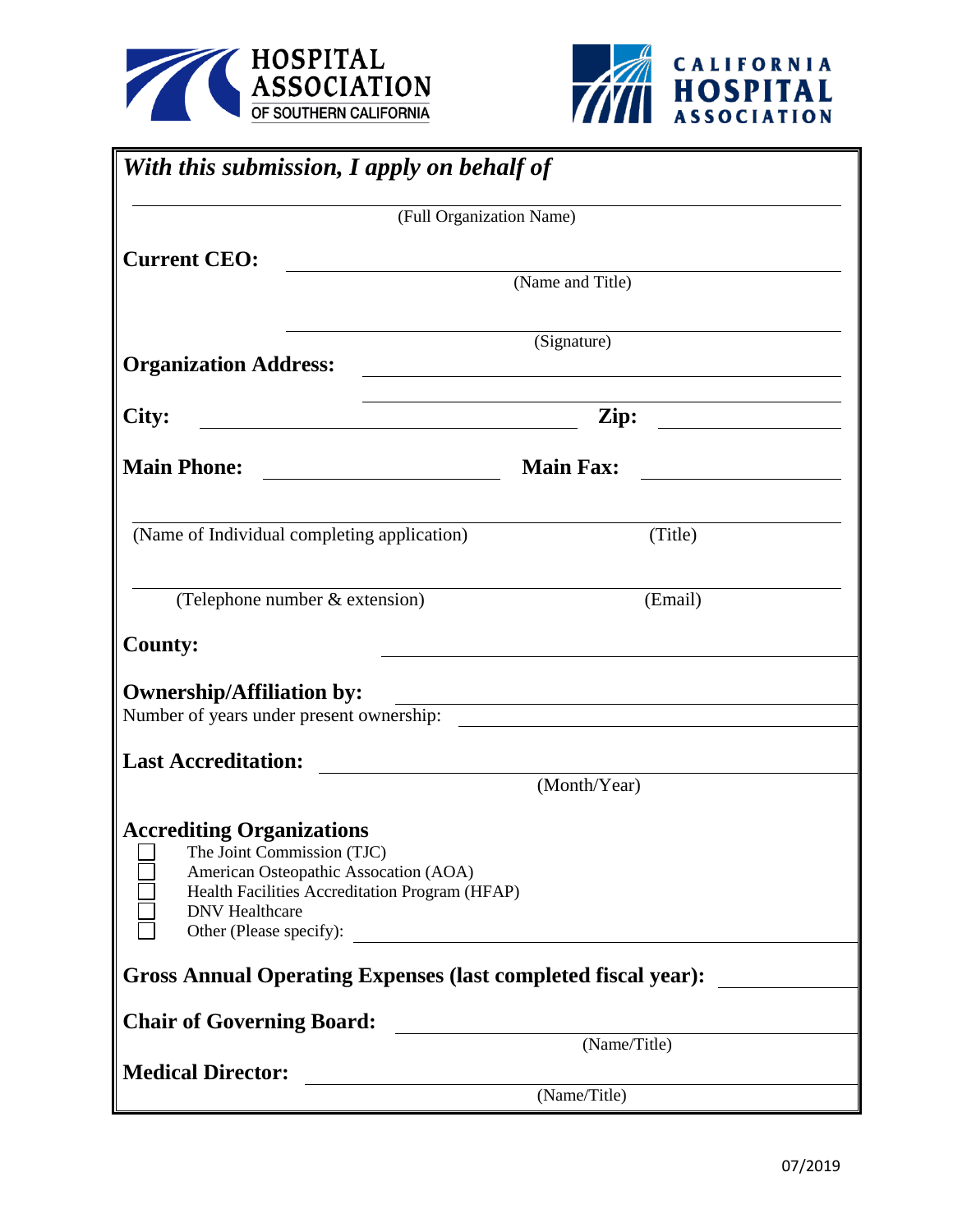HOSPITAL ASSOCIATION OF SOUTHERN CALIFORNIA

CALIFORNIA HOSPITAL ASSOCIATION

***With this submission, I apply on behalf of***

\_\_\_\_\_\_\_\_\_\_\_\_\_\_\_\_\_\_\_\_\_\_\_\_\_\_\_\_\_\_\_\_\_\_\_\_\_\_\_\_\_\_\_\_

(Full Organization Name)

**Current CEO:** \_\_\_\_\_\_\_\_\_\_\_\_\_\_\_\_\_\_\_\_\_\_\_\_\_\_\_\_\_\_\_\_

(Name and Title)

\_\_\_\_\_\_\_\_\_\_\_\_\_\_\_\_\_\_\_\_\_\_\_\_\_\_\_\_\_\_\_\_

(Signature)

**Organization Address:** \_\_\_\_\_\_\_\_\_\_\_\_\_\_\_\_\_\_\_\_\_\_\_\_\_\_\_\_\_\_\_\_

\_\_\_\_\_\_\_\_\_\_\_\_\_\_\_\_\_\_\_\_\_\_\_\_\_\_\_\_\_\_\_\_

**City:** \_\_\_\_\_\_\_\_\_\_\_\_\_\_\_\_\_\_\_\_ **Zip:** \_\_\_\_\_\_\_\_\_\_

**Main Phone:** \_\_\_\_\_\_\_\_\_\_\_\_\_\_\_\_ **Main Fax:** \_\_\_\_\_\_\_\_\_\_\_\_\_\_\_\_

\_\_\_\_\_\_\_\_\_\_\_\_\_\_\_\_\_\_\_\_\_\_\_\_\_\_\_\_\_\_\_\_\_\_\_\_\_\_\_\_\_\_\_\_

(Name of Individual completing application) (Title)

\_\_\_\_\_\_\_\_\_\_\_\_\_\_\_\_\_\_\_\_\_\_\_\_\_\_\_\_\_\_\_\_\_\_\_\_\_\_\_\_\_\_\_\_

(Telephone number & extension) (Email)

**County:** \_\_\_\_\_\_\_\_\_\_\_\_\_\_\_\_\_\_\_\_\_\_\_\_\_\_\_\_\_\_\_\_

**Ownership/Affiliation by:** \_\_\_\_\_\_\_\_\_\_\_\_\_\_\_\_\_\_\_\_\_\_\_\_\_\_\_\_\_\_\_\_

Number of years under present ownership: \_\_\_\_\_\_\_\_\_\_\_\_\_\_\_\_\_\_\_\_\_\_\_\_\_\_\_\_\_\_\_\_

**Last Accreditation:** \_\_\_\_\_\_\_\_\_\_\_\_\_\_\_\_\_\_\_\_\_\_\_\_\_\_\_\_\_\_\_\_

(Month/Year)

**Accrediting Organizations**

- ☐ The Joint Commission (TJC)
- ☐ American Osteopathic Assocation (AOA)
- ☐ Health Facilities Accreditation Program (HFAP)
- ☐ DNV Healthcare
- ☐ Other (Please specify): \_\_\_\_\_\_\_\_\_\_\_\_\_\_\_\_\_\_\_\_\_\_\_\_\_\_\_\_\_\_\_\_

**Gross Annual Operating Expenses (last completed fiscal year):** \_\_\_\_\_\_\_\_\_\_\_\_\_\_\_\_

**Chair of Governing Board:** \_\_\_\_\_\_\_\_\_\_\_\_\_\_\_\_\_\_\_\_\_\_\_\_\_\_\_\_\_\_\_\_

(Name/Title)

**Medical Director:** \_\_\_\_\_\_\_\_\_\_\_\_\_\_\_\_\_\_\_\_\_\_\_\_\_\_\_\_\_\_\_\_

(Name/Title)

07/2019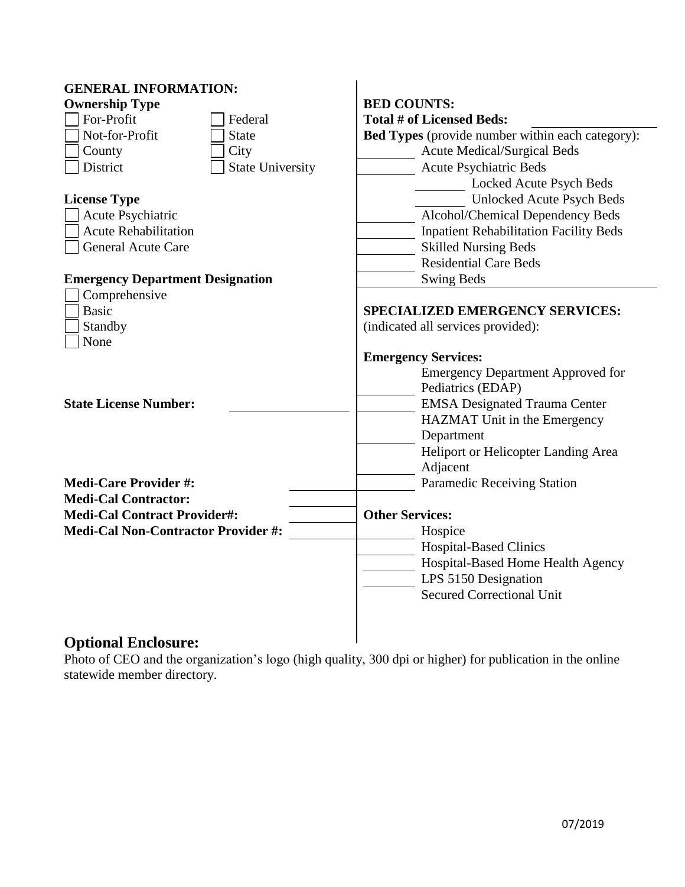**GENERAL INFORMATION:**

**Ownership Type**

- [ ] For-Profit
- [ ] Not-for-Profit
- [ ] County
- [ ] District
- [ ] Federal
- [ ] State
- [ ] City
- [ ] State University

**License Type**

- [ ] Acute Psychiatric
- [ ] Acute Rehabilitation
- [ ] General Acute Care

**Emergency Department Designation**

- [ ] Comprehensive
- [ ] Basic
- [ ] Standby
- [ ] None

**State License Number:** \_\_\_\_\_\_\_\_\_\_

**Medi-Care Provider #:** \_\_\_\_\_\_\_\_\_\_

**Medi-Cal Contractor:** \_\_\_\_\_\_\_\_\_\_

**Medi-Cal Contract Provider#:** \_\_\_\_\_\_\_\_\_\_

**Medi-Cal Non-Contractor Provider #:** \_\_\_\_\_\_\_\_\_\_

**BED COUNTS:**

**Total # of Licensed Beds:** \_\_\_\_\_\_\_\_\_\_

**Bed Types** (provide number within each category):

\_\_\_\_\_\_\_\_ Acute Medical/Surgical Beds
\_\_\_\_\_\_\_\_ Acute Psychiatric Beds
    \_\_\_\_\_\_\_\_ Locked Acute Psych Beds
    \_\_\_\_\_\_\_\_ Unlocked Acute Psych Beds
\_\_\_\_\_\_\_\_ Alcohol/Chemical Dependency Beds
\_\_\_\_\_\_\_\_ Inpatient Rehabilitation Facility Beds
\_\_\_\_\_\_\_\_ Skilled Nursing Beds
\_\_\_\_\_\_\_\_ Residential Care Beds
\_\_\_\_\_\_\_\_ Swing Beds

**SPECIALIZED EMERGENCY SERVICES:**

(indicated all services provided):

**Emergency Services:**

\_\_\_\_\_\_\_\_ Emergency Department Approved for Pediatrics (EDAP)
\_\_\_\_\_\_\_\_ EMSA Designated Trauma Center
\_\_\_\_\_\_\_\_ HAZMAT Unit in the Emergency Department
\_\_\_\_\_\_\_\_ Heliport or Helicopter Landing Area Adjacent
\_\_\_\_\_\_\_\_ Paramedic Receiving Station

**Other Services:**

\_\_\_\_\_\_\_\_ Hospice
\_\_\_\_\_\_\_\_ Hospital-Based Clinics
\_\_\_\_\_\_\_\_ Hospital-Based Home Health Agency
\_\_\_\_\_\_\_\_ LPS 5150 Designation
\_\_\_\_\_\_\_\_ Secured Correctional Unit

## Optional Enclosure:

Photo of CEO and the organization's logo (high quality, 300 dpi or higher) for publication in the online statewide member directory.

07/2019